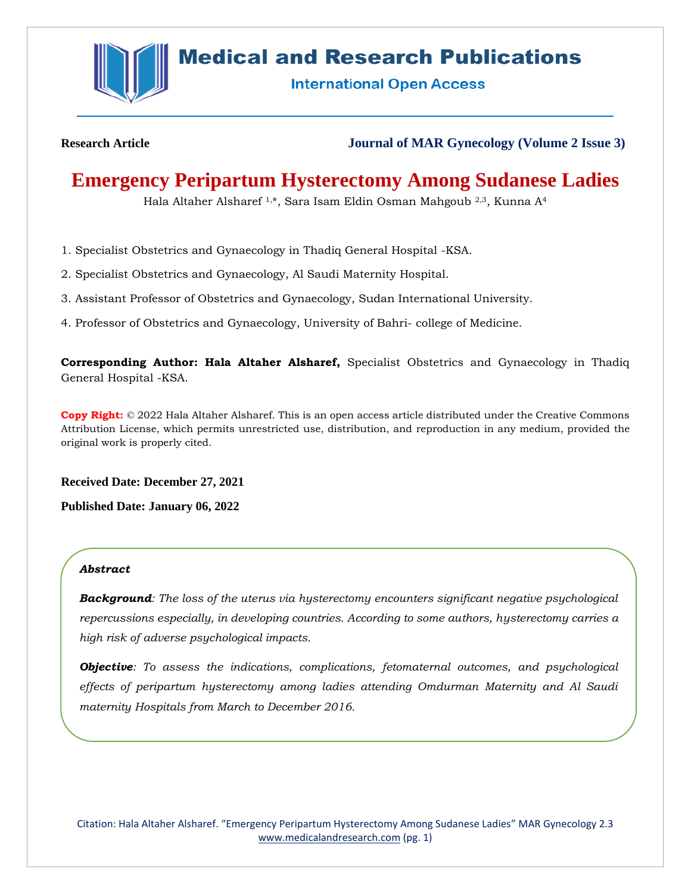Research Article

Journal of MAR Gynecology (Volume 2 Issue 3)

# Emergency Peripartum Hysterectomy Among Sudanese Ladies

Hala Altaher Alsharef [1,*], Sara Isam Eldin Osman Mahgoub [2,3], Kunna A[4]

1. Specialist Obstetrics and Gynaecology in Thadiq General Hospital -KSA.
2. Specialist Obstetrics and Gynaecology, Al Saudi Maternity Hospital.
3. Assistant Professor of Obstetrics and Gynaecology, Sudan International University.
4. Professor of Obstetrics and Gynaecology, University of Bahri- college of Medicine.

**Corresponding Author: Hala Altaher Alsharef,** Specialist Obstetrics and Gynaecology in Thadiq General Hospital -KSA.

**Copy Right:** © 2022 Hala Altaher Alsharef. This is an open access article distributed under the Creative Commons Attribution License, which permits unrestricted use, distribution, and reproduction in any medium, provided the original work is properly cited.

**Received Date: December 27, 2021**

**Published Date: January 06, 2022**

## *Abstract*

***Background****: The loss of the uterus via hysterectomy encounters significant negative psychological repercussions especially, in developing countries. According to some authors, hysterectomy carries a high risk of adverse psychological impacts.*

***Objective****: To assess the indications, complications, fetomaternal outcomes, and psychological effects of peripartum hysterectomy among ladies attending Omdurman Maternity and Al Saudi maternity Hospitals from March to December 2016.*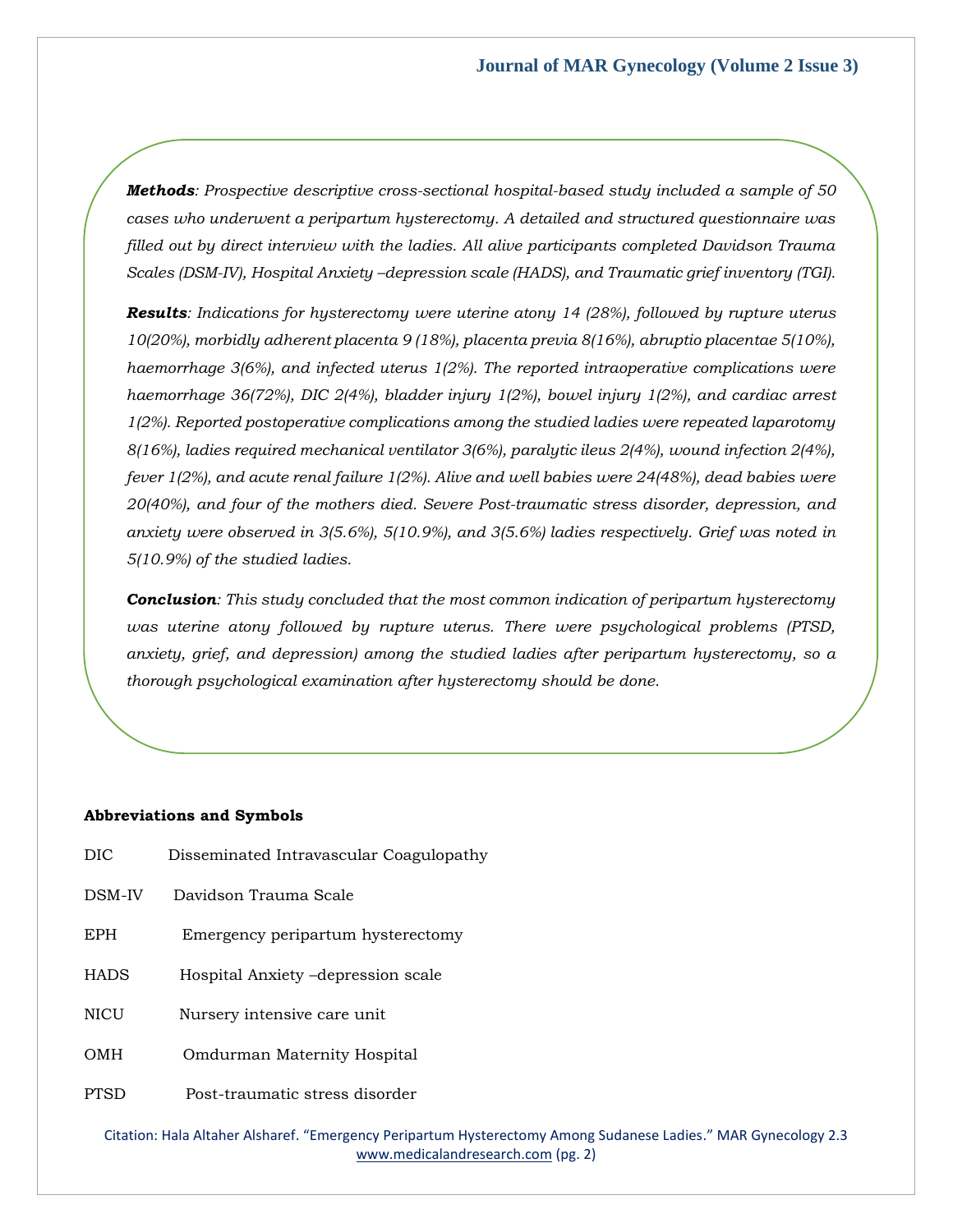***Methods***: *Prospective descriptive cross-sectional hospital-based study included a sample of 50 cases who underwent a peripartum hysterectomy. A detailed and structured questionnaire was filled out by direct interview with the ladies. All alive participants completed Davidson Trauma Scales (DSM-IV), Hospital Anxiety –depression scale (HADS), and Traumatic grief inventory (TGI).*

***Results***: *Indications for hysterectomy were uterine atony 14 (28%), followed by rupture uterus 10(20%), morbidly adherent placenta 9 (18%), placenta previa 8(16%), abruptio placentae 5(10%), haemorrhage 3(6%), and infected uterus 1(2%). The reported intraoperative complications were haemorrhage 36(72%), DIC 2(4%), bladder injury 1(2%), bowel injury 1(2%), and cardiac arrest 1(2%). Reported postoperative complications among the studied ladies were repeated laparotomy 8(16%), ladies required mechanical ventilator 3(6%), paralytic ileus 2(4%), wound infection 2(4%), fever 1(2%), and acute renal failure 1(2%). Alive and well babies were 24(48%), dead babies were 20(40%), and four of the mothers died. Severe Post-traumatic stress disorder, depression, and anxiety were observed in 3(5.6%), 5(10.9%), and 3(5.6%) ladies respectively. Grief was noted in 5(10.9%) of the studied ladies.*

***Conclusion***: *This study concluded that the most common indication of peripartum hysterectomy was uterine atony followed by rupture uterus. There were psychological problems (PTSD, anxiety, grief, and depression) among the studied ladies after peripartum hysterectomy, so a thorough psychological examination after hysterectomy should be done.*

**Abbreviations and Symbols**

DIC Disseminated Intravascular Coagulopathy

DSM-IV Davidson Trauma Scale

EPH Emergency peripartum hysterectomy

HADS Hospital Anxiety –depression scale

NICU Nursery intensive care unit

OMH Omdurman Maternity Hospital

PTSD Post-traumatic stress disorder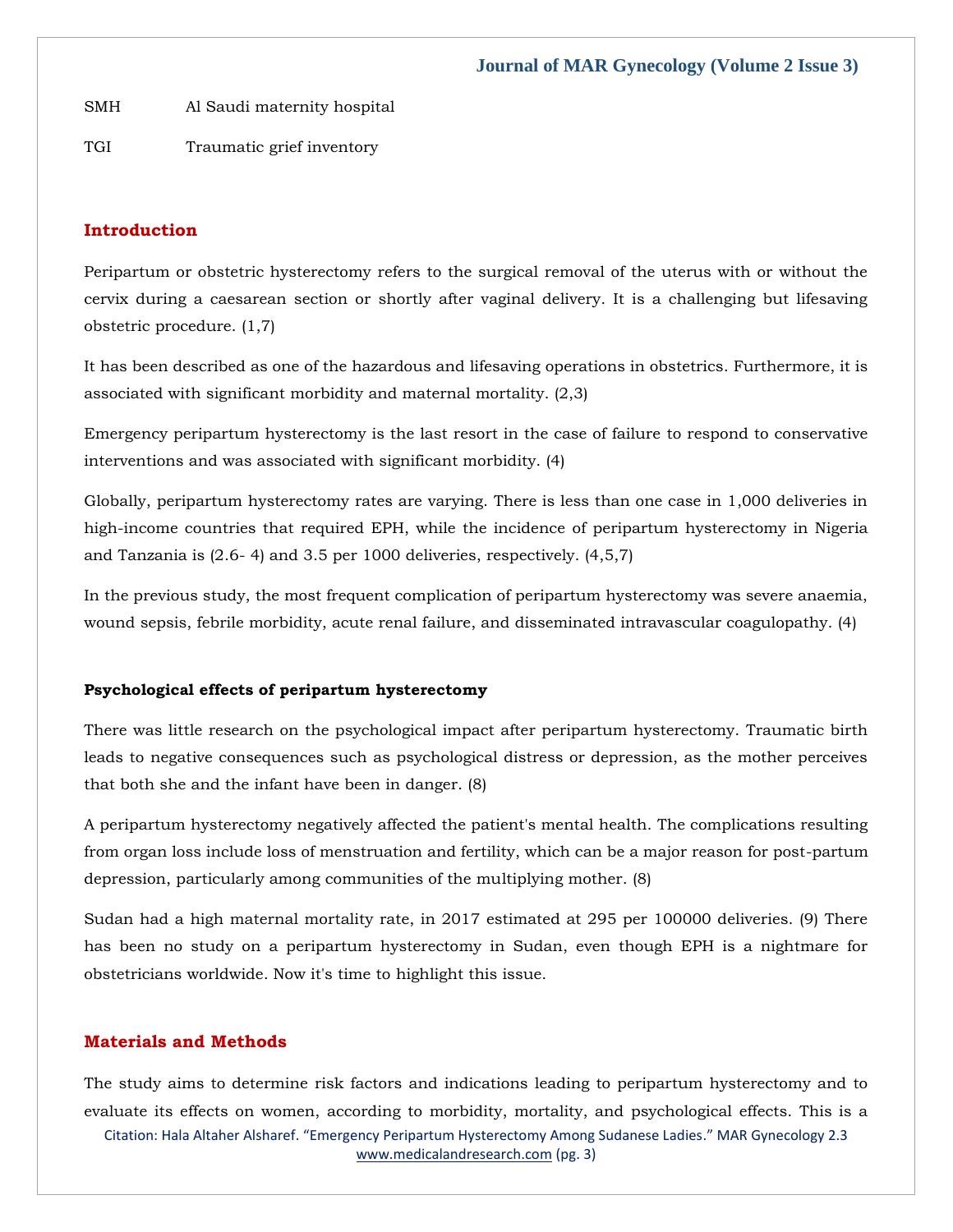| | |
|---|---|
| SMH | Al Saudi maternity hospital |
| TGI | Traumatic grief inventory |

## Introduction

Peripartum or obstetric hysterectomy refers to the surgical removal of the uterus with or without the cervix during a caesarean section or shortly after vaginal delivery. It is a challenging but lifesaving obstetric procedure. (1,7)

It has been described as one of the hazardous and lifesaving operations in obstetrics. Furthermore, it is associated with significant morbidity and maternal mortality. (2,3)

Emergency peripartum hysterectomy is the last resort in the case of failure to respond to conservative interventions and was associated with significant morbidity. (4)

Globally, peripartum hysterectomy rates are varying. There is less than one case in 1,000 deliveries in high-income countries that required EPH, while the incidence of peripartum hysterectomy in Nigeria and Tanzania is (2.6- 4) and 3.5 per 1000 deliveries, respectively. (4,5,7)

In the previous study, the most frequent complication of peripartum hysterectomy was severe anaemia, wound sepsis, febrile morbidity, acute renal failure, and disseminated intravascular coagulopathy. (4)

### Psychological effects of peripartum hysterectomy

There was little research on the psychological impact after peripartum hysterectomy. Traumatic birth leads to negative consequences such as psychological distress or depression, as the mother perceives that both she and the infant have been in danger. (8)

A peripartum hysterectomy negatively affected the patient's mental health. The complications resulting from organ loss include loss of menstruation and fertility, which can be a major reason for post-partum depression, particularly among communities of the multiplying mother. (8)

Sudan had a high maternal mortality rate, in 2017 estimated at 295 per 100000 deliveries. (9) There has been no study on a peripartum hysterectomy in Sudan, even though EPH is a nightmare for obstetricians worldwide. Now it's time to highlight this issue.

## Materials and Methods

The study aims to determine risk factors and indications leading to peripartum hysterectomy and to evaluate its effects on women, according to morbidity, mortality, and psychological effects. This is a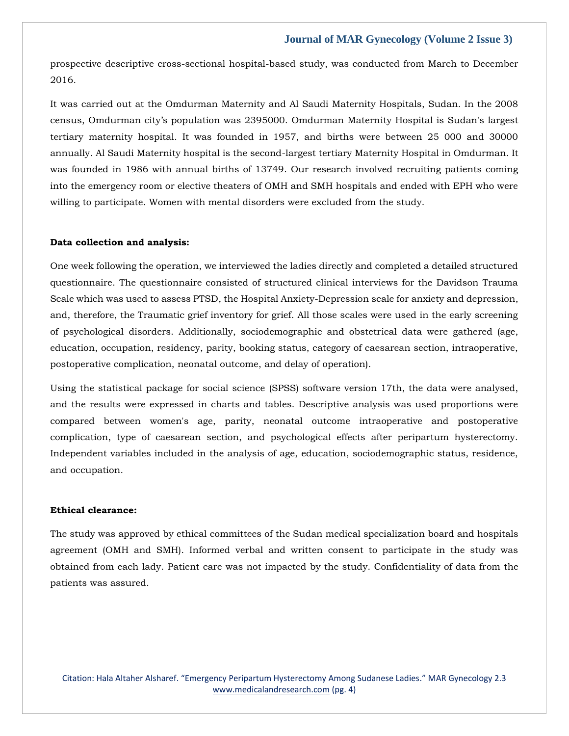prospective descriptive cross-sectional hospital-based study, was conducted from March to December 2016.

It was carried out at the Omdurman Maternity and Al Saudi Maternity Hospitals, Sudan. In the 2008 census, Omdurman city's population was 2395000. Omdurman Maternity Hospital is Sudan's largest tertiary maternity hospital. It was founded in 1957, and births were between 25 000 and 30000 annually. Al Saudi Maternity hospital is the second-largest tertiary Maternity Hospital in Omdurman. It was founded in 1986 with annual births of 13749. Our research involved recruiting patients coming into the emergency room or elective theaters of OMH and SMH hospitals and ended with EPH who were willing to participate. Women with mental disorders were excluded from the study.

**Data collection and analysis:**

One week following the operation, we interviewed the ladies directly and completed a detailed structured questionnaire. The questionnaire consisted of structured clinical interviews for the Davidson Trauma Scale which was used to assess PTSD, the Hospital Anxiety-Depression scale for anxiety and depression, and, therefore, the Traumatic grief inventory for grief. All those scales were used in the early screening of psychological disorders. Additionally, sociodemographic and obstetrical data were gathered (age, education, occupation, residency, parity, booking status, category of caesarean section, intraoperative, postoperative complication, neonatal outcome, and delay of operation).

Using the statistical package for social science (SPSS) software version 17th, the data were analysed, and the results were expressed in charts and tables. Descriptive analysis was used proportions were compared between women's age, parity, neonatal outcome intraoperative and postoperative complication, type of caesarean section, and psychological effects after peripartum hysterectomy. Independent variables included in the analysis of age, education, sociodemographic status, residence, and occupation.

**Ethical clearance:**

The study was approved by ethical committees of the Sudan medical specialization board and hospitals agreement (OMH and SMH). Informed verbal and written consent to participate in the study was obtained from each lady. Patient care was not impacted by the study. Confidentiality of data from the patients was assured.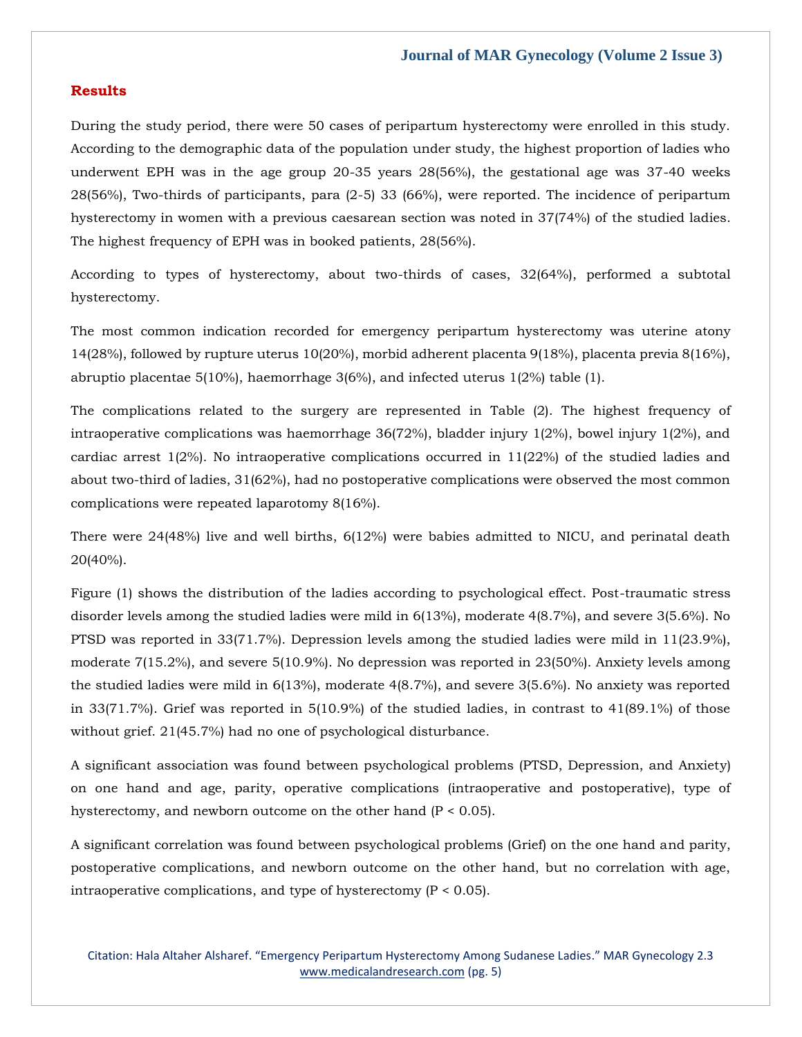## Results

During the study period, there were 50 cases of peripartum hysterectomy were enrolled in this study. According to the demographic data of the population under study, the highest proportion of ladies who underwent EPH was in the age group 20-35 years 28(56%), the gestational age was 37-40 weeks 28(56%), Two-thirds of participants, para (2-5) 33 (66%), were reported. The incidence of peripartum hysterectomy in women with a previous caesarean section was noted in 37(74%) of the studied ladies. The highest frequency of EPH was in booked patients, 28(56%).

According to types of hysterectomy, about two-thirds of cases, 32(64%), performed a subtotal hysterectomy.

The most common indication recorded for emergency peripartum hysterectomy was uterine atony 14(28%), followed by rupture uterus 10(20%), morbid adherent placenta 9(18%), placenta previa 8(16%), abruptio placentae 5(10%), haemorrhage 3(6%), and infected uterus 1(2%) table (1).

The complications related to the surgery are represented in Table (2). The highest frequency of intraoperative complications was haemorrhage 36(72%), bladder injury 1(2%), bowel injury 1(2%), and cardiac arrest 1(2%). No intraoperative complications occurred in 11(22%) of the studied ladies and about two-third of ladies, 31(62%), had no postoperative complications were observed the most common complications were repeated laparotomy 8(16%).

There were 24(48%) live and well births, 6(12%) were babies admitted to NICU, and perinatal death 20(40%).

Figure (1) shows the distribution of the ladies according to psychological effect. Post-traumatic stress disorder levels among the studied ladies were mild in 6(13%), moderate 4(8.7%), and severe 3(5.6%). No PTSD was reported in 33(71.7%). Depression levels among the studied ladies were mild in 11(23.9%), moderate 7(15.2%), and severe 5(10.9%). No depression was reported in 23(50%). Anxiety levels among the studied ladies were mild in 6(13%), moderate 4(8.7%), and severe 3(5.6%). No anxiety was reported in 33(71.7%). Grief was reported in 5(10.9%) of the studied ladies, in contrast to 41(89.1%) of those without grief. 21(45.7%) had no one of psychological disturbance.

A significant association was found between psychological problems (PTSD, Depression, and Anxiety) on one hand and age, parity, operative complications (intraoperative and postoperative), type of hysterectomy, and newborn outcome on the other hand ($P < 0.05$).

A significant correlation was found between psychological problems (Grief) on the one hand and parity, postoperative complications, and newborn outcome on the other hand, but no correlation with age, intraoperative complications, and type of hysterectomy ($P < 0.05$).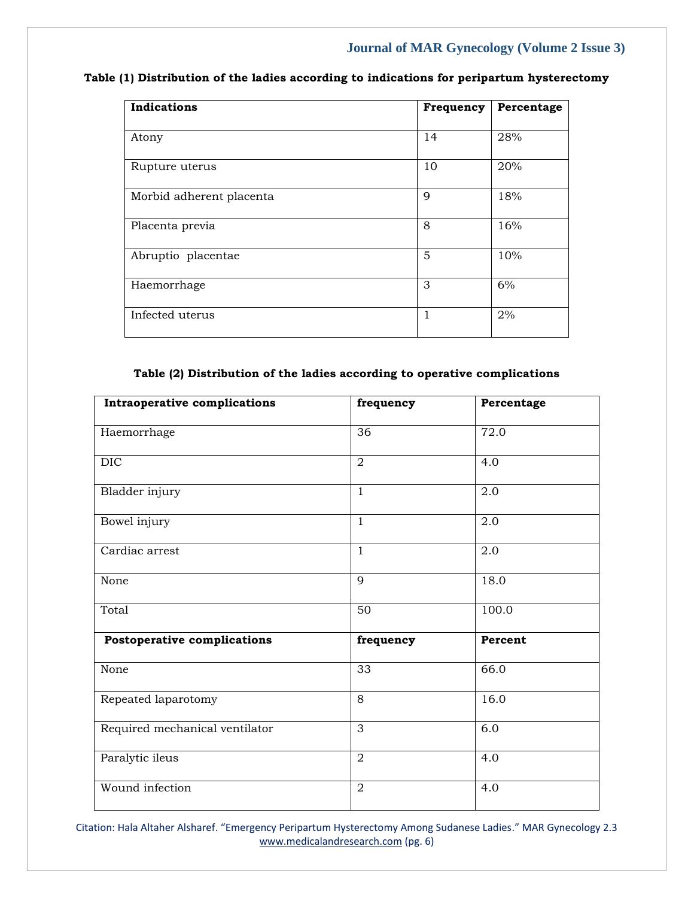**Table (1) Distribution of the ladies according to indications for peripartum hysterectomy**

| Indications | Frequency | Percentage |
|---|---|---|
| Atony | 14 | 28% |
| Rupture uterus | 10 | 20% |
| Morbid adherent placenta | 9 | 18% |
| Placenta previa | 8 | 16% |
| Abruptio placentae | 5 | 10% |
| Haemorrhage | 3 | 6% |
| Infected uterus | 1 | 2% |

**Table (2) Distribution of the ladies according to operative complications**

| **Intraoperative complications** | **frequency** | **Percentage** |
|---|---|---|
| Haemorrhage | 36 | 72.0 |
| DIC | 2 | 4.0 |
| Bladder injury | 1 | 2.0 |
| Bowel injury | 1 | 2.0 |
| Cardiac arrest | 1 | 2.0 |
| None | 9 | 18.0 |
| Total | 50 | 100.0 |
| **Postoperative complications** | **frequency** | **Percent** |
| None | 33 | 66.0 |
| Repeated laparotomy | 8 | 16.0 |
| Required mechanical ventilator | 3 | 6.0 |
| Paralytic ileus | 2 | 4.0 |
| Wound infection | 2 | 4.0 |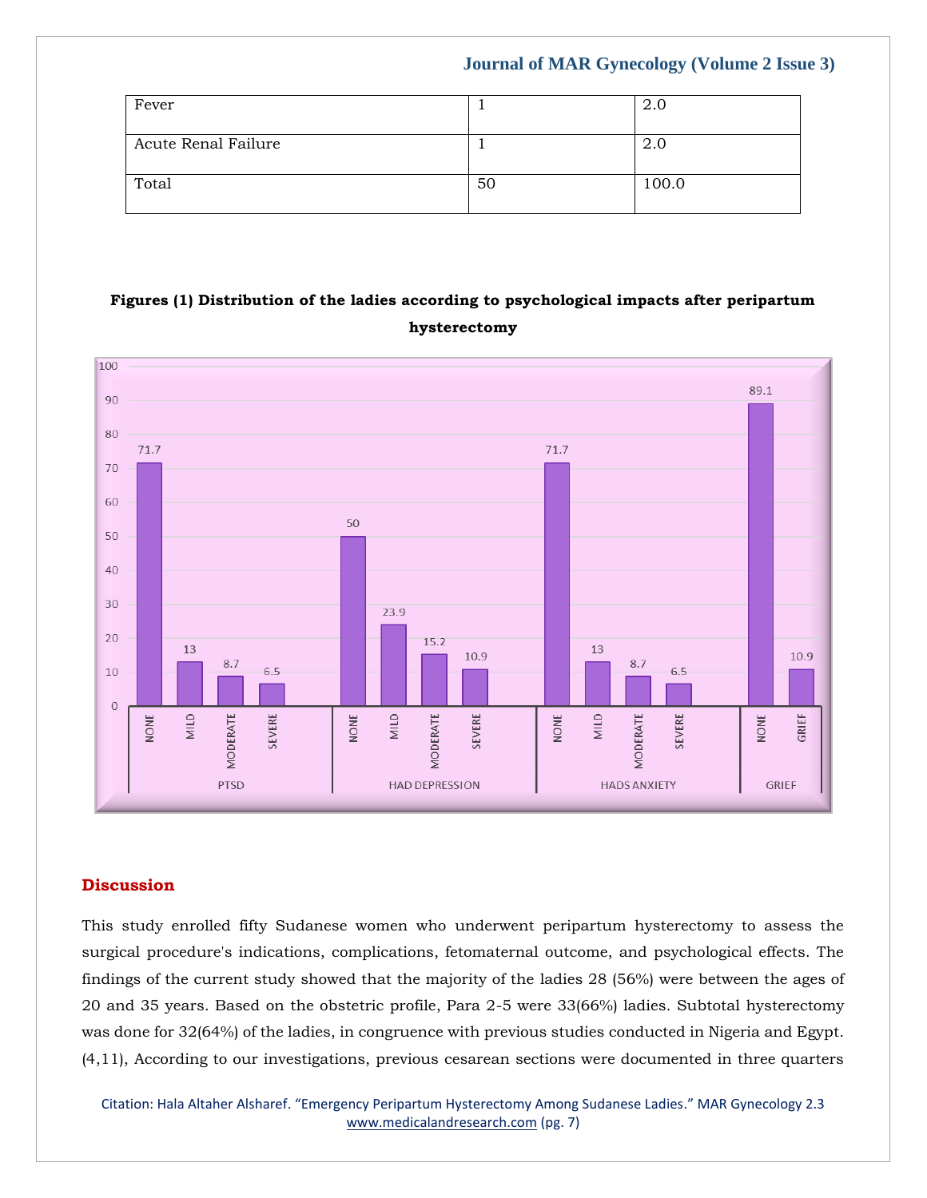| Fever | 1 | 2.0 |
|---|---|---|
| Acute Renal Failure | 1 | 2.0 |
| Total | 50 | 100.0 |

**Figures (1) Distribution of the ladies according to psychological impacts after peripartum hysterectomy**

| | NONE | MILD | MODERATE | SEVERE |
|---|---|---|---|---|
| PTSD | 71.7 | 13 | 8.7 | 6.5 |
| HAD DEPRESSION | 50 | 23.9 | 15.2 | 10.9 |
| HADS ANXIETY | 71.7 | 13 | 8.7 | 6.5 |

| | NONE | GRIEF |
|---|---|---|
| GRIEF | 89.1 | 10.9 |

## Discussion

This study enrolled fifty Sudanese women who underwent peripartum hysterectomy to assess the surgical procedure's indications, complications, fetomaternal outcome, and psychological effects. The findings of the current study showed that the majority of the ladies 28 (56%) were between the ages of 20 and 35 years. Based on the obstetric profile, Para 2-5 were 33(66%) ladies. Subtotal hysterectomy was done for 32(64%) of the ladies, in congruence with previous studies conducted in Nigeria and Egypt. (4,11), According to our investigations, previous cesarean sections were documented in three quarters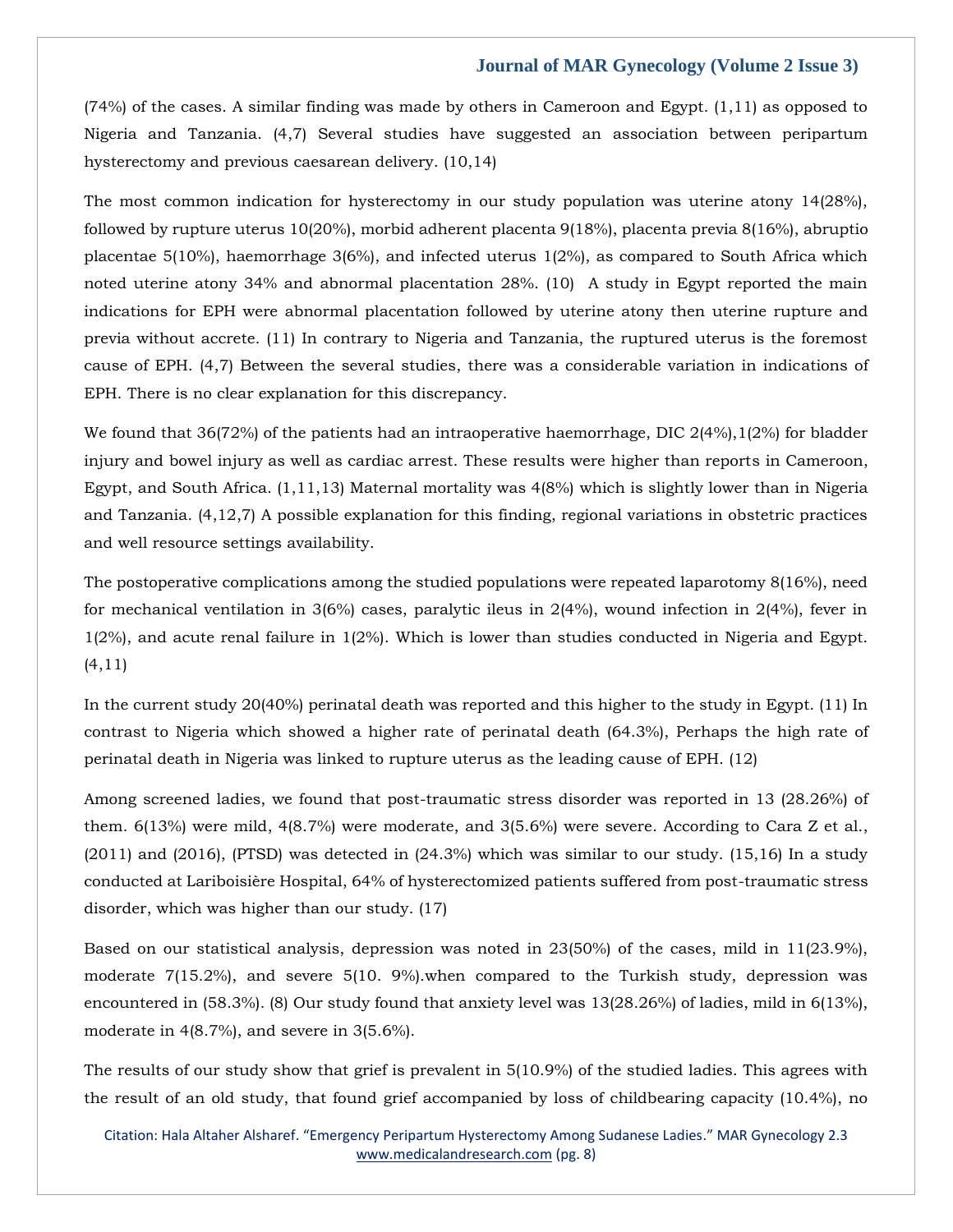(74%) of the cases. A similar finding was made by others in Cameroon and Egypt. (1,11) as opposed to Nigeria and Tanzania. (4,7) Several studies have suggested an association between peripartum hysterectomy and previous caesarean delivery. (10,14)

The most common indication for hysterectomy in our study population was uterine atony 14(28%), followed by rupture uterus 10(20%), morbid adherent placenta 9(18%), placenta previa 8(16%), abruptio placentae 5(10%), haemorrhage 3(6%), and infected uterus 1(2%), as compared to South Africa which noted uterine atony 34% and abnormal placentation 28%. (10) A study in Egypt reported the main indications for EPH were abnormal placentation followed by uterine atony then uterine rupture and previa without accrete. (11) In contrary to Nigeria and Tanzania, the ruptured uterus is the foremost cause of EPH. (4,7) Between the several studies, there was a considerable variation in indications of EPH. There is no clear explanation for this discrepancy.

We found that 36(72%) of the patients had an intraoperative haemorrhage, DIC 2(4%),1(2%) for bladder injury and bowel injury as well as cardiac arrest. These results were higher than reports in Cameroon, Egypt, and South Africa. (1,11,13) Maternal mortality was 4(8%) which is slightly lower than in Nigeria and Tanzania. (4,12,7) A possible explanation for this finding, regional variations in obstetric practices and well resource settings availability.

The postoperative complications among the studied populations were repeated laparotomy 8(16%), need for mechanical ventilation in 3(6%) cases, paralytic ileus in 2(4%), wound infection in 2(4%), fever in 1(2%), and acute renal failure in 1(2%). Which is lower than studies conducted in Nigeria and Egypt. (4,11)

In the current study 20(40%) perinatal death was reported and this higher to the study in Egypt. (11) In contrast to Nigeria which showed a higher rate of perinatal death (64.3%), Perhaps the high rate of perinatal death in Nigeria was linked to rupture uterus as the leading cause of EPH. (12)

Among screened ladies, we found that post-traumatic stress disorder was reported in 13 (28.26%) of them. 6(13%) were mild, 4(8.7%) were moderate, and 3(5.6%) were severe. According to Cara Z et al., (2011) and (2016), (PTSD) was detected in (24.3%) which was similar to our study. (15,16) In a study conducted at Lariboisière Hospital, 64% of hysterectomized patients suffered from post-traumatic stress disorder, which was higher than our study. (17)

Based on our statistical analysis, depression was noted in 23(50%) of the cases, mild in 11(23.9%), moderate 7(15.2%), and severe 5(10. 9%).when compared to the Turkish study, depression was encountered in (58.3%). (8) Our study found that anxiety level was 13(28.26%) of ladies, mild in 6(13%), moderate in 4(8.7%), and severe in 3(5.6%).

The results of our study show that grief is prevalent in 5(10.9%) of the studied ladies. This agrees with the result of an old study, that found grief accompanied by loss of childbearing capacity (10.4%), no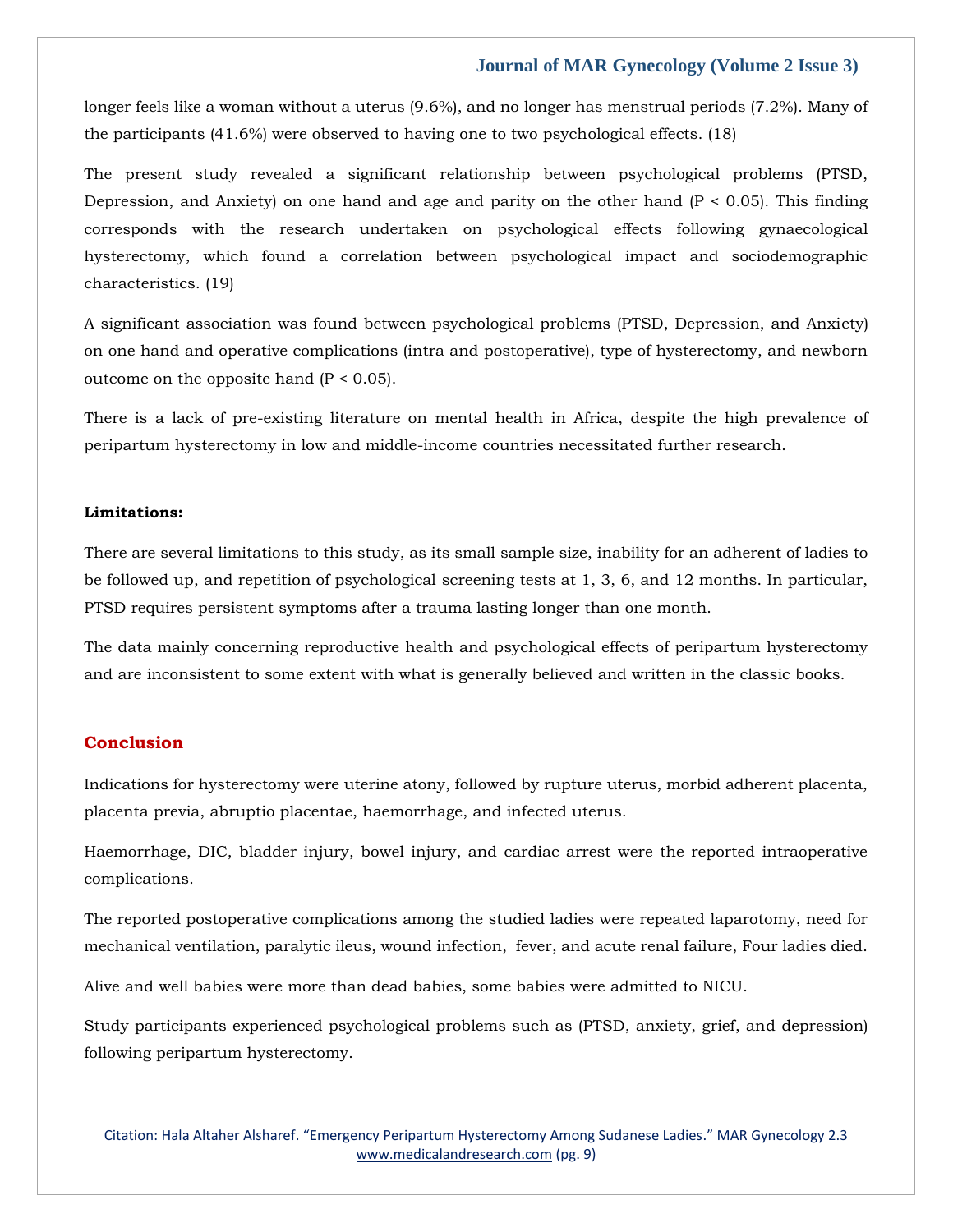longer feels like a woman without a uterus (9.6%), and no longer has menstrual periods (7.2%). Many of the participants (41.6%) were observed to having one to two psychological effects. (18)

The present study revealed a significant relationship between psychological problems (PTSD, Depression, and Anxiety) on one hand and age and parity on the other hand ($P < 0.05$). This finding corresponds with the research undertaken on psychological effects following gynaecological hysterectomy, which found a correlation between psychological impact and sociodemographic characteristics. (19)

A significant association was found between psychological problems (PTSD, Depression, and Anxiety) on one hand and operative complications (intra and postoperative), type of hysterectomy, and newborn outcome on the opposite hand ($P < 0.05$).

There is a lack of pre-existing literature on mental health in Africa, despite the high prevalence of peripartum hysterectomy in low and middle-income countries necessitated further research.

**Limitations:**

There are several limitations to this study, as its small sample size, inability for an adherent of ladies to be followed up, and repetition of psychological screening tests at 1, 3, 6, and 12 months. In particular, PTSD requires persistent symptoms after a trauma lasting longer than one month.

The data mainly concerning reproductive health and psychological effects of peripartum hysterectomy and are inconsistent to some extent with what is generally believed and written in the classic books.

## Conclusion

Indications for hysterectomy were uterine atony, followed by rupture uterus, morbid adherent placenta, placenta previa, abruptio placentae, haemorrhage, and infected uterus.

Haemorrhage, DIC, bladder injury, bowel injury, and cardiac arrest were the reported intraoperative complications.

The reported postoperative complications among the studied ladies were repeated laparotomy, need for mechanical ventilation, paralytic ileus, wound infection, fever, and acute renal failure, Four ladies died.

Alive and well babies were more than dead babies, some babies were admitted to NICU.

Study participants experienced psychological problems such as (PTSD, anxiety, grief, and depression) following peripartum hysterectomy.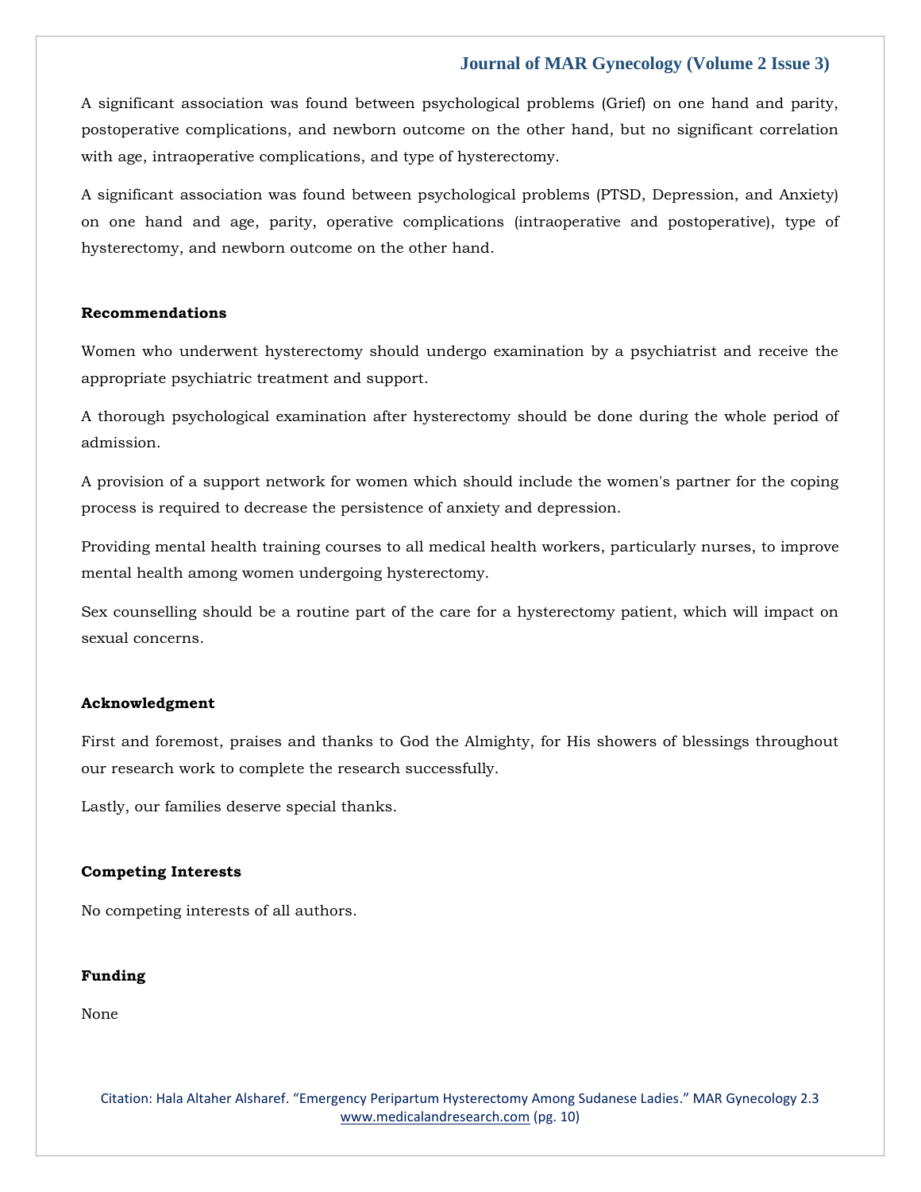A significant association was found between psychological problems (Grief) on one hand and parity, postoperative complications, and newborn outcome on the other hand, but no significant correlation with age, intraoperative complications, and type of hysterectomy.

A significant association was found between psychological problems (PTSD, Depression, and Anxiety) on one hand and age, parity, operative complications (intraoperative and postoperative), type of hysterectomy, and newborn outcome on the other hand.

## Recommendations

Women who underwent hysterectomy should undergo examination by a psychiatrist and receive the appropriate psychiatric treatment and support.

A thorough psychological examination after hysterectomy should be done during the whole period of admission.

A provision of a support network for women which should include the women's partner for the coping process is required to decrease the persistence of anxiety and depression.

Providing mental health training courses to all medical health workers, particularly nurses, to improve mental health among women undergoing hysterectomy.

Sex counselling should be a routine part of the care for a hysterectomy patient, which will impact on sexual concerns.

## Acknowledgment

First and foremost, praises and thanks to God the Almighty, for His showers of blessings throughout our research work to complete the research successfully.

Lastly, our families deserve special thanks.

## Competing Interests

No competing interests of all authors.

## Funding

None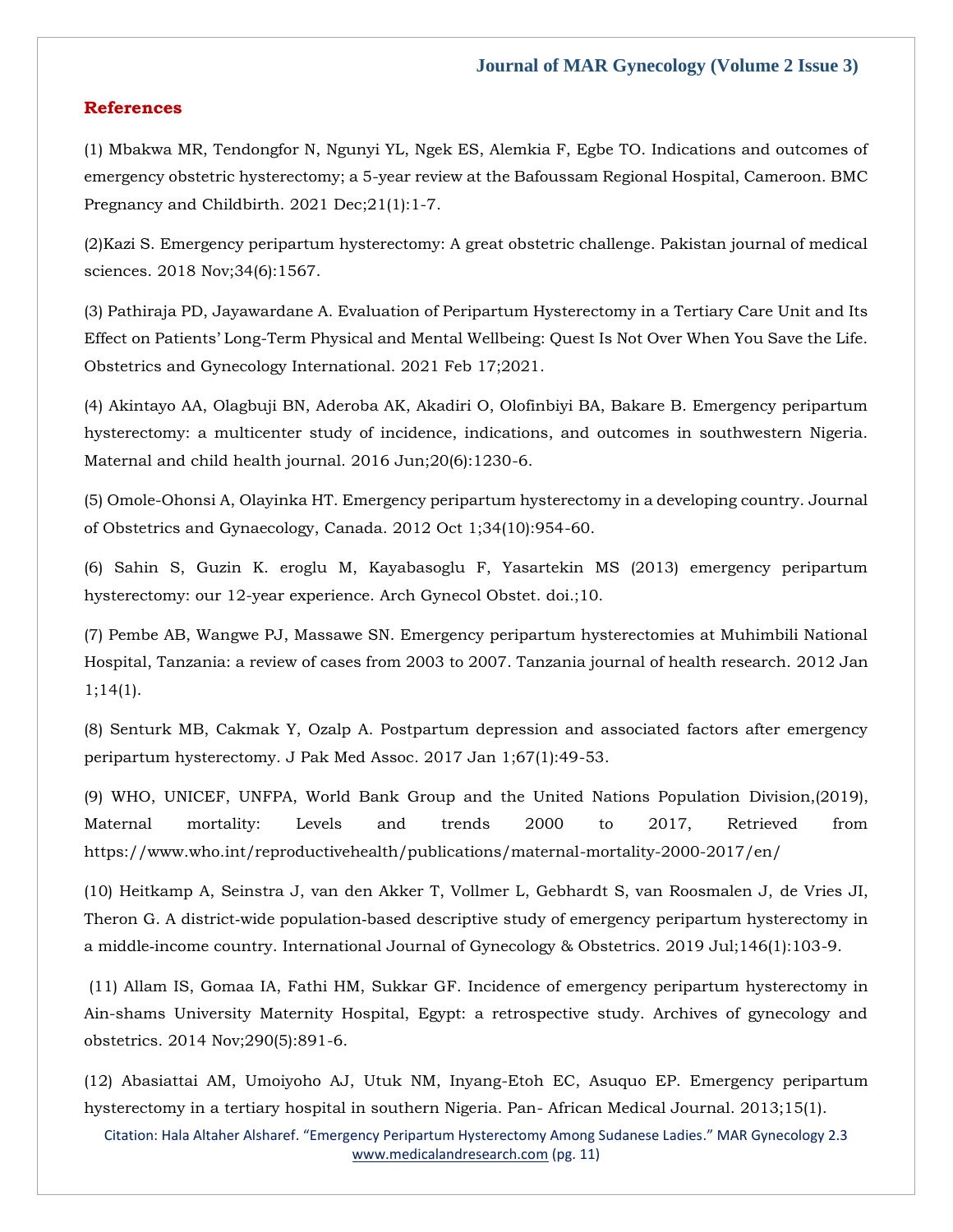## References

(1) Mbakwa MR, Tendongfor N, Ngunyi YL, Ngek ES, Alemkia F, Egbe TO. Indications and outcomes of emergency obstetric hysterectomy; a 5-year review at the Bafoussam Regional Hospital, Cameroon. BMC Pregnancy and Childbirth. 2021 Dec;21(1):1-7.

(2)Kazi S. Emergency peripartum hysterectomy: A great obstetric challenge. Pakistan journal of medical sciences. 2018 Nov;34(6):1567.

(3) Pathiraja PD, Jayawardane A. Evaluation of Peripartum Hysterectomy in a Tertiary Care Unit and Its Effect on Patients' Long-Term Physical and Mental Wellbeing: Quest Is Not Over When You Save the Life. Obstetrics and Gynecology International. 2021 Feb 17;2021.

(4) Akintayo AA, Olagbuji BN, Aderoba AK, Akadiri O, Olofinbiyi BA, Bakare B. Emergency peripartum hysterectomy: a multicenter study of incidence, indications, and outcomes in southwestern Nigeria. Maternal and child health journal. 2016 Jun;20(6):1230-6.

(5) Omole-Ohonsi A, Olayinka HT. Emergency peripartum hysterectomy in a developing country. Journal of Obstetrics and Gynaecology, Canada. 2012 Oct 1;34(10):954-60.

(6) Sahin S, Guzin K. eroglu M, Kayabasoglu F, Yasartekin MS (2013) emergency peripartum hysterectomy: our 12-year experience. Arch Gynecol Obstet. doi.;10.

(7) Pembe AB, Wangwe PJ, Massawe SN. Emergency peripartum hysterectomies at Muhimbili National Hospital, Tanzania: a review of cases from 2003 to 2007. Tanzania journal of health research. 2012 Jan 1;14(1).

(8) Senturk MB, Cakmak Y, Ozalp A. Postpartum depression and associated factors after emergency peripartum hysterectomy. J Pak Med Assoc. 2017 Jan 1;67(1):49-53.

(9) WHO, UNICEF, UNFPA, World Bank Group and the United Nations Population Division,(2019), Maternal mortality: Levels and trends 2000 to 2017, Retrieved from https://www.who.int/reproductivehealth/publications/maternal-mortality-2000-2017/en/

(10) Heitkamp A, Seinstra J, van den Akker T, Vollmer L, Gebhardt S, van Roosmalen J, de Vries JI, Theron G. A district-wide population-based descriptive study of emergency peripartum hysterectomy in a middle-income country. International Journal of Gynecology & Obstetrics. 2019 Jul;146(1):103-9.

(11) Allam IS, Gomaa IA, Fathi HM, Sukkar GF. Incidence of emergency peripartum hysterectomy in Ain-shams University Maternity Hospital, Egypt: a retrospective study. Archives of gynecology and obstetrics. 2014 Nov;290(5):891-6.

(12) Abasiattai AM, Umoiyoho AJ, Utuk NM, Inyang-Etoh EC, Asuquo EP. Emergency peripartum hysterectomy in a tertiary hospital in southern Nigeria. Pan- African Medical Journal. 2013;15(1).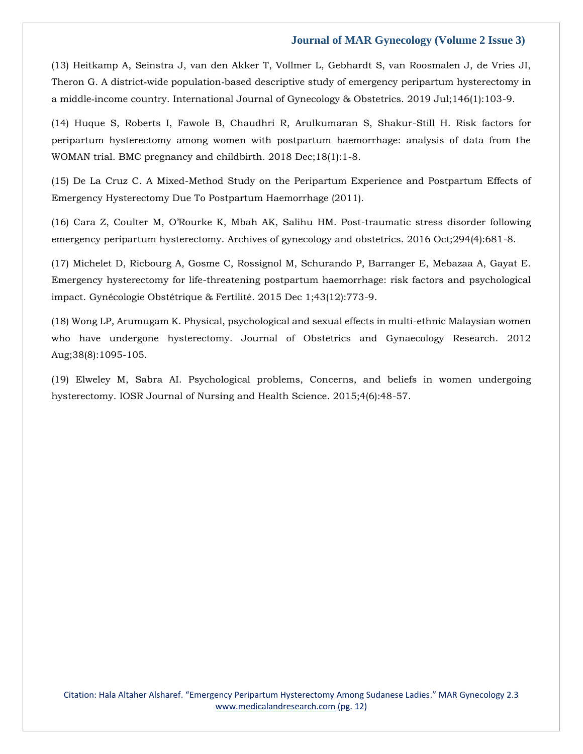(13) Heitkamp A, Seinstra J, van den Akker T, Vollmer L, Gebhardt S, van Roosmalen J, de Vries JI, Theron G. A district-wide population-based descriptive study of emergency peripartum hysterectomy in a middle-income country. International Journal of Gynecology & Obstetrics. 2019 Jul;146(1):103-9.

(14) Huque S, Roberts I, Fawole B, Chaudhri R, Arulkumaran S, Shakur-Still H. Risk factors for peripartum hysterectomy among women with postpartum haemorrhage: analysis of data from the WOMAN trial. BMC pregnancy and childbirth. 2018 Dec;18(1):1-8.

(15) De La Cruz C. A Mixed-Method Study on the Peripartum Experience and Postpartum Effects of Emergency Hysterectomy Due To Postpartum Haemorrhage (2011).

(16) Cara Z, Coulter M, O'Rourke K, Mbah AK, Salihu HM. Post-traumatic stress disorder following emergency peripartum hysterectomy. Archives of gynecology and obstetrics. 2016 Oct;294(4):681-8.

(17) Michelet D, Ricbourg A, Gosme C, Rossignol M, Schurando P, Barranger E, Mebazaa A, Gayat E. Emergency hysterectomy for life-threatening postpartum haemorrhage: risk factors and psychological impact. Gynécologie Obstétrique & Fertilité. 2015 Dec 1;43(12):773-9.

(18) Wong LP, Arumugam K. Physical, psychological and sexual effects in multi-ethnic Malaysian women who have undergone hysterectomy. Journal of Obstetrics and Gynaecology Research. 2012 Aug;38(8):1095-105.

(19) Elweley M, Sabra AI. Psychological problems, Concerns, and beliefs in women undergoing hysterectomy. IOSR Journal of Nursing and Health Science. 2015;4(6):48-57.